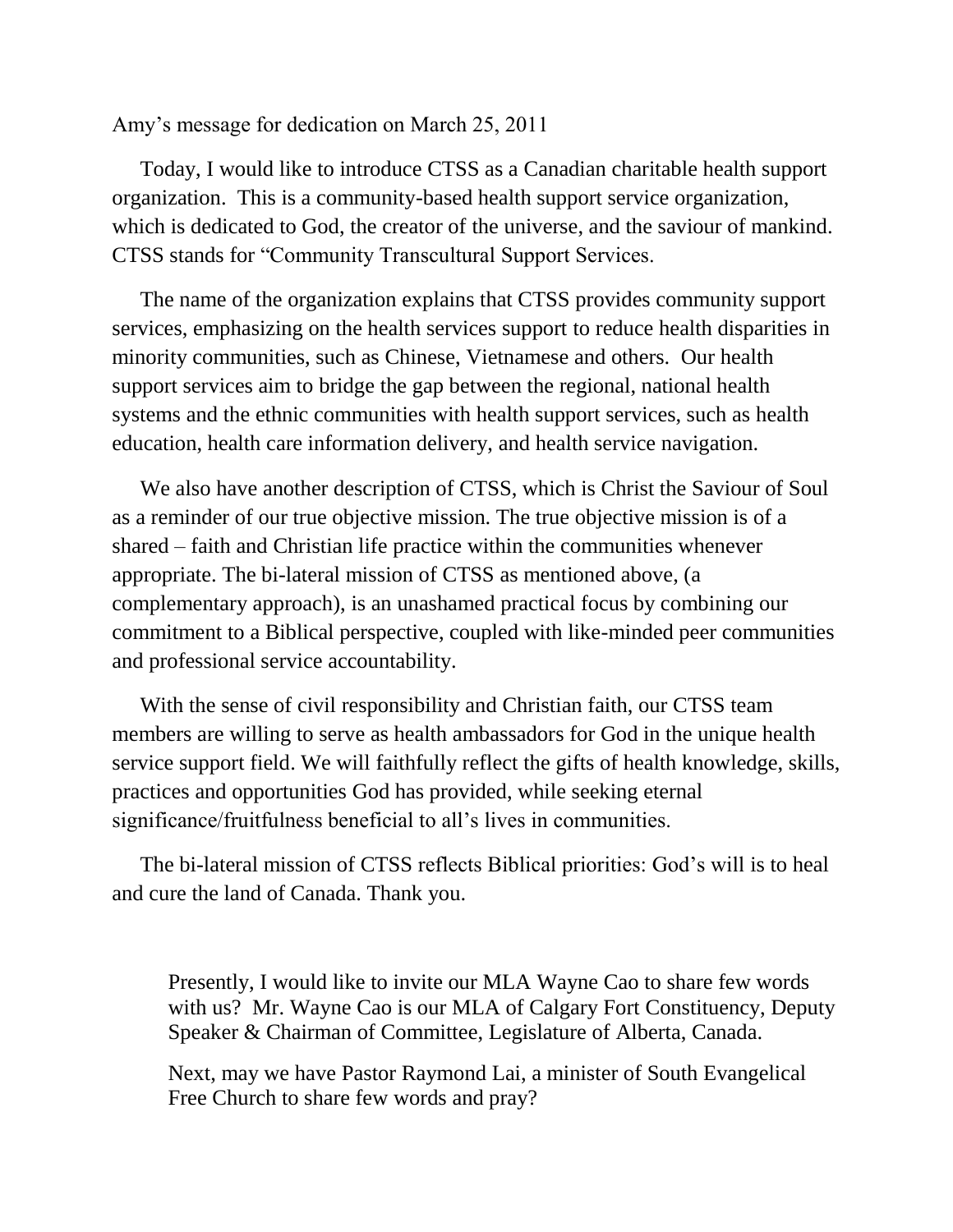Amy’s message for dedication on March 25, 2011

Today, I would like to introduce CTSS as a Canadian charitable health support organization. This is a community-based health support service organization, which is dedicated to God, the creator of the universe, and the saviour of mankind. CTSS stands for “Community Transcultural Support Services.

The name of the organization explains that CTSS provides community support services, emphasizing on the health services support to reduce health disparities in minority communities, such as Chinese, Vietnamese and others. Our health support services aim to bridge the gap between the regional, national health systems and the ethnic communities with health support services, such as health education, health care information delivery, and health service navigation.

We also have another description of CTSS, which is Christ the Saviour of Soul as a reminder of our true objective mission. The true objective mission is of a shared – faith and Christian life practice within the communities whenever appropriate. The bi-lateral mission of CTSS as mentioned above, (a complementary approach), is an unashamed practical focus by combining our commitment to a Biblical perspective, coupled with like-minded peer communities and professional service accountability.

With the sense of civil responsibility and Christian faith, our CTSS team members are willing to serve as health ambassadors for God in the unique health service support field. We will faithfully reflect the gifts of health knowledge, skills, practices and opportunities God has provided, while seeking eternal significance/fruitfulness beneficial to all’s lives in communities.

The bi-lateral mission of CTSS reflects Biblical priorities: God’s will is to heal and cure the land of Canada. Thank you.

Presently, I would like to invite our MLA Wayne Cao to share few words with us? Mr. Wayne Cao is our MLA of Calgary Fort Constituency, Deputy Speaker & Chairman of Committee, Legislature of Alberta, Canada.

Next, may we have Pastor Raymond Lai, a minister of South Evangelical Free Church to share few words and pray?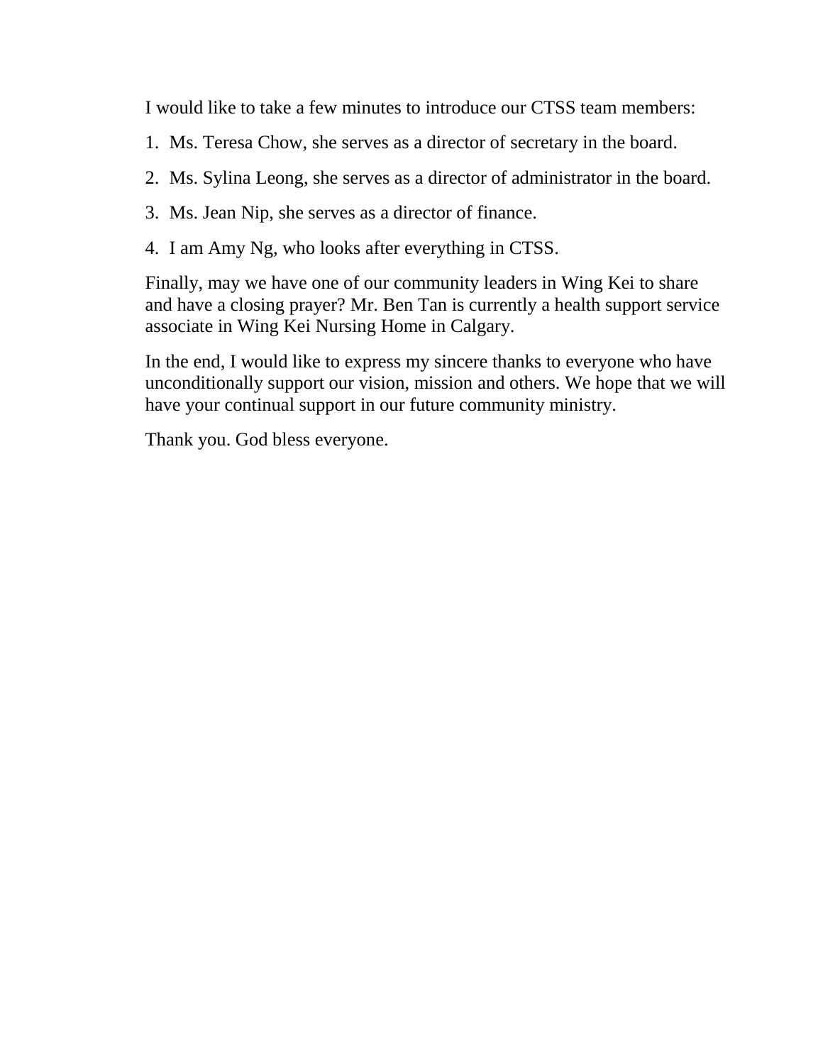I would like to take a few minutes to introduce our CTSS team members:

1. Ms. Teresa Chow, she serves as a director of secretary in the board.
2. Ms. Sylina Leong, she serves as a director of administrator in the board.
3. Ms. Jean Nip, she serves as a director of finance.
4. I am Amy Ng, who looks after everything in CTSS.

Finally, may we have one of our community leaders in Wing Kei to share and have a closing prayer? Mr. Ben Tan is currently a health support service associate in Wing Kei Nursing Home in Calgary.

In the end, I would like to express my sincere thanks to everyone who have unconditionally support our vision, mission and others. We hope that we will have your continual support in our future community ministry.

Thank you. God bless everyone.